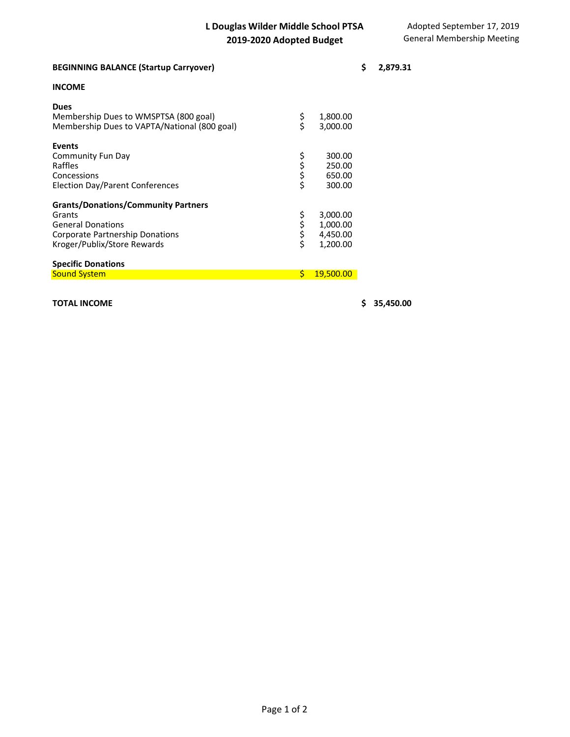# L Douglas Wilder Middle School PTSA
## 2019-2020 Adopted Budget

Adopted September 17, 2019
General Membership Meeting

| | | |
|---|---|---|
| **BEGINNING BALANCE (Startup Carryover)** | | **$ 2,879.31** |
| **INCOME** | | |
| **Dues** | | |
| Membership Dues to WMSPTSA (800 goal) | $ 1,800.00 | |
| Membership Dues to VAPTA/National (800 goal) | $ 3,000.00 | |
| **Events** | | |
| Community Fun Day | $ 300.00 | |
| Raffles | $ 250.00 | |
| Concessions | $ 650.00 | |
| Election Day/Parent Conferences | $ 300.00 | |
| **Grants/Donations/Community Partners** | | |
| Grants | $ 3,000.00 | |
| General Donations | $ 1,000.00 | |
| Corporate Partnership Donations | $ 4,450.00 | |
| Kroger/Publix/Store Rewards | $ 1,200.00 | |
| **Specific Donations** | | |
| Sound System | $ 19,500.00 | |
| **TOTAL INCOME** | | **$ 35,450.00** |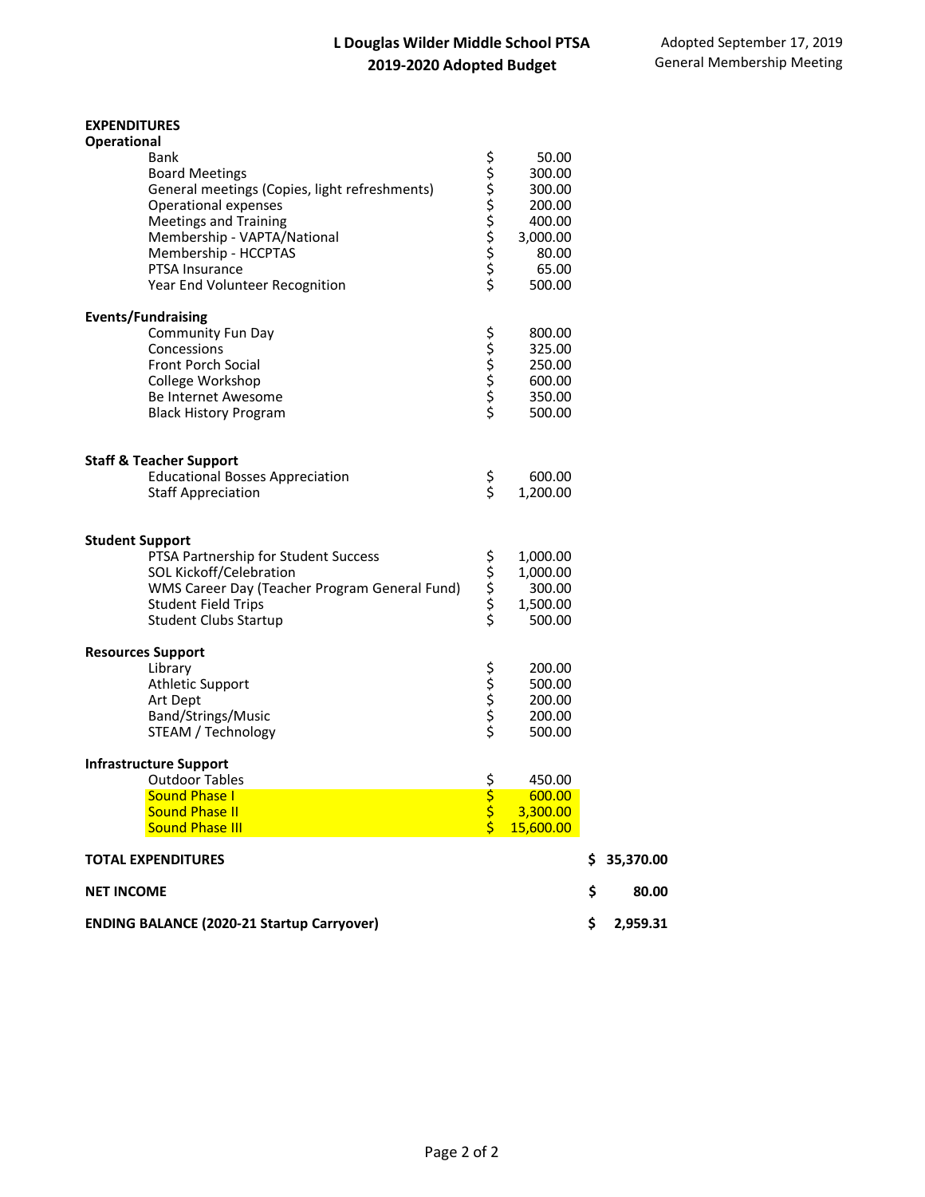**L Douglas Wilder Middle School PTSA**
**2019-2020 Adopted Budget**

Adopted September 17, 2019
General Membership Meeting

| | | |
|---|---|---|
| **EXPENDITURES** | | |
| **Operational** | | |
| Bank | $ 50.00 | |
| Board Meetings | $ 300.00 | |
| General meetings (Copies, light refreshments) | $ 300.00 | |
| Operational expenses | $ 200.00 | |
| Meetings and Training | $ 400.00 | |
| Membership - VAPTA/National | $ 3,000.00 | |
| Membership - HCCPTAS | $ 80.00 | |
| PTSA Insurance | $ 65.00 | |
| Year End Volunteer Recognition | $ 500.00 | |
| **Events/Fundraising** | | |
| Community Fun Day | $ 800.00 | |
| Concessions | $ 325.00 | |
| Front Porch Social | $ 250.00 | |
| College Workshop | $ 600.00 | |
| Be Internet Awesome | $ 350.00 | |
| Black History Program | $ 500.00 | |
| **Staff & Teacher Support** | | |
| Educational Bosses Appreciation | $ 600.00 | |
| Staff Appreciation | $ 1,200.00 | |
| **Student Support** | | |
| PTSA Partnership for Student Success | $ 1,000.00 | |
| SOL Kickoff/Celebration | $ 1,000.00 | |
| WMS Career Day (Teacher Program General Fund) | $ 300.00 | |
| Student Field Trips | $ 1,500.00 | |
| Student Clubs Startup | $ 500.00 | |
| **Resources Support** | | |
| Library | $ 200.00 | |
| Athletic Support | $ 500.00 | |
| Art Dept | $ 200.00 | |
| Band/Strings/Music | $ 200.00 | |
| STEAM / Technology | $ 500.00 | |
| **Infrastructure Support** | | |
| Outdoor Tables | $ 450.00 | |
| Sound Phase I | $ 600.00 | |
| Sound Phase II | $ 3,300.00 | |
| Sound Phase III | $ 15,600.00 | |
| **TOTAL EXPENDITURES** | | **$ 35,370.00** |
| **NET INCOME** | | **$ 80.00** |
| **ENDING BALANCE (2020-21 Startup Carryover)** | | **$ 2,959.31** |